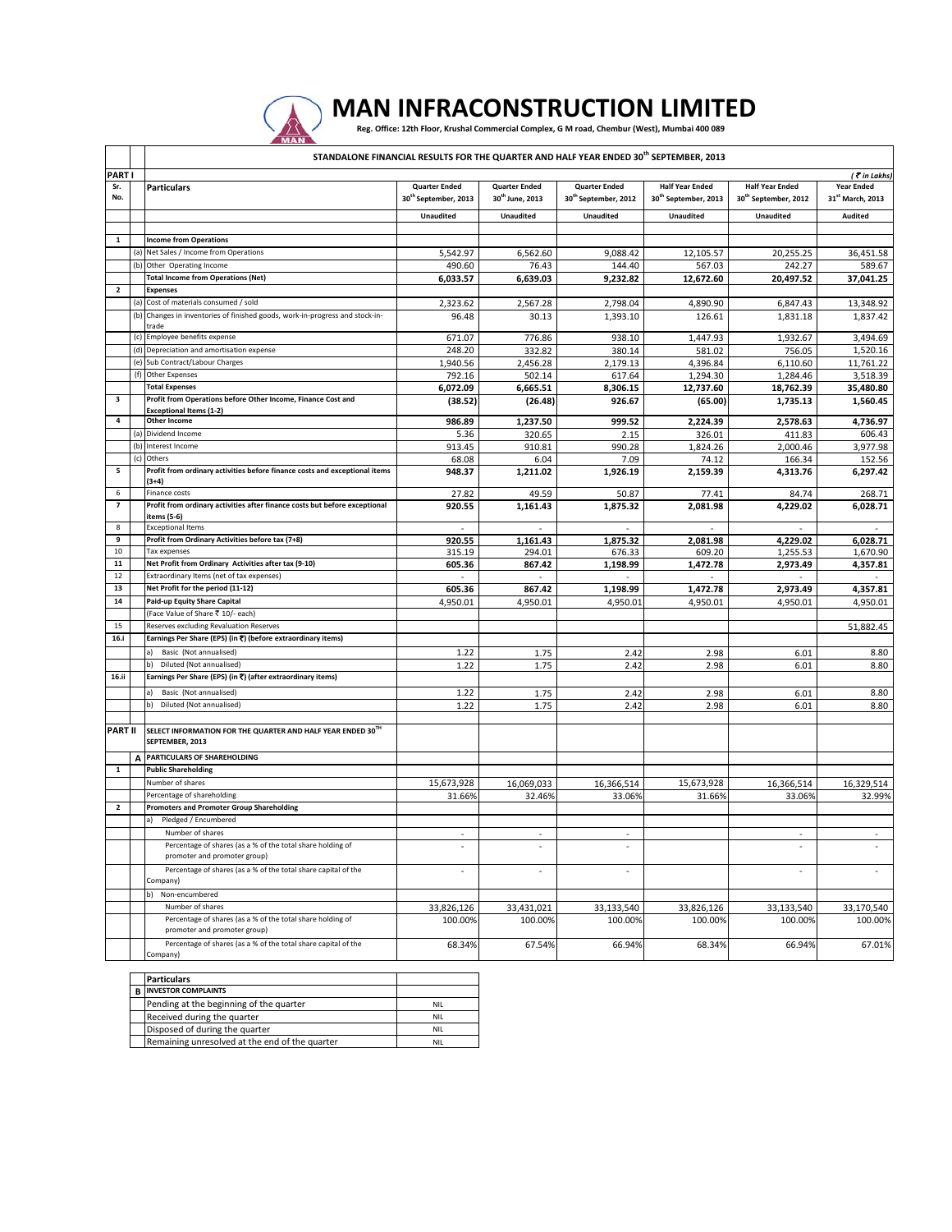# MAN INFRACONSTRUCTION LIMITED

Reg. Office: 12th Floor, Krushal Commercial Complex, G M road, Chembur (West), Mumbai 400 089

## STANDALONE FINANCIAL RESULTS FOR THE QUARTER AND HALF YEAR ENDED 30th SEPTEMBER, 2013

PART I (₹ in Lakhs)

| Sr. No. | | Particulars | Quarter Ended 30th September, 2013 | Quarter Ended 30th June, 2013 | Quarter Ended 30th September, 2012 | Half Year Ended 30th September, 2013 | Half Year Ended 30th September, 2012 | Year Ended 31st March, 2013 |
|---|---|---|---|---|---|---|---|---|
| | | | Unaudited | Unaudited | Unaudited | Unaudited | Unaudited | Audited |
| 1 | | **Income from Operations** | | | | | | |
| | (a) | Net Sales / Income from Operations | 5,542.97 | 6,562.60 | 9,088.42 | 12,105.57 | 20,255.25 | 36,451.58 |
| | (b) | Other Operating Income | 490.60 | 76.43 | 144.40 | 567.03 | 242.27 | 589.67 |
| | | **Total Income from Operations (Net)** | **6,033.57** | **6,639.03** | **9,232.82** | **12,672.60** | **20,497.52** | **37,041.25** |
| 2 | | **Expenses** | | | | | | |
| | (a) | Cost of materials consumed / sold | 2,323.62 | 2,567.28 | 2,798.04 | 4,890.90 | 6,847.43 | 13,348.92 |
| | (b) | Changes in inventories of finished goods, work-in-progress and stock-in-trade | 96.48 | 30.13 | 1,393.10 | 126.61 | 1,831.18 | 1,837.42 |
| | (c) | Employee benefits expense | 671.07 | 776.86 | 938.10 | 1,447.93 | 1,932.67 | 3,494.69 |
| | (d) | Depreciation and amortisation expense | 248.20 | 332.82 | 380.14 | 581.02 | 756.05 | 1,520.16 |
| | (e) | Sub Contract/Labour Charges | 1,940.56 | 2,456.28 | 2,179.13 | 4,396.84 | 6,110.60 | 11,761.22 |
| | (f) | Other Expenses | 792.16 | 502.14 | 617.64 | 1,294.30 | 1,284.46 | 3,518.39 |
| | | **Total Expenses** | **6,072.09** | **6,665.51** | **8,306.15** | **12,737.60** | **18,762.39** | **35,480.80** |
| 3 | | **Profit from Operations before Other Income, Finance Cost and Exceptional Items (1-2)** | **(38.52)** | **(26.48)** | **926.67** | **(65.00)** | **1,735.13** | **1,560.45** |
| 4 | | **Other Income** | **986.89** | **1,237.50** | **999.52** | **2,224.39** | **2,578.63** | **4,736.97** |
| | (a) | Dividend Income | 5.36 | 320.65 | 2.15 | 326.01 | 411.83 | 606.43 |
| | (b) | Interest Income | 913.45 | 910.81 | 990.28 | 1,824.26 | 2,000.46 | 3,977.98 |
| | (c) | Others | 68.08 | 6.04 | 7.09 | 74.12 | 166.34 | 152.56 |
| 5 | | **Profit from ordinary activities before finance costs and exceptional items (3+4)** | **948.37** | **1,211.02** | **1,926.19** | **2,159.39** | **4,313.76** | **6,297.42** |
| 6 | | Finance costs | 27.82 | 49.59 | 50.87 | 77.41 | 84.74 | 268.71 |
| 7 | | **Profit from ordinary activities after finance costs but before exceptional items (5-6)** | **920.55** | **1,161.43** | **1,875.32** | **2,081.98** | **4,229.02** | **6,028.71** |
| 8 | | Exceptional Items | - | - | - | - | - | - |
| 9 | | **Profit from Ordinary Activities before tax (7+8)** | **920.55** | **1,161.43** | **1,875.32** | **2,081.98** | **4,229.02** | **6,028.71** |
| 10 | | Tax expenses | 315.19 | 294.01 | 676.33 | 609.20 | 1,255.53 | 1,670.90 |
| 11 | | **Net Profit from Ordinary Activities after tax (9-10)** | **605.36** | **867.42** | **1,198.99** | **1,472.78** | **2,973.49** | **4,357.81** |
| 12 | | Extraordinary Items (net of tax expenses) | - | - | - | - | - | - |
| 13 | | **Net Profit for the period (11-12)** | **605.36** | **867.42** | **1,198.99** | **1,472.78** | **2,973.49** | **4,357.81** |
| 14 | | **Paid-up Equity Share Capital** | 4,950.01 | 4,950.01 | 4,950.01 | 4,950.01 | 4,950.01 | 4,950.01 |
| | | (Face Value of Share ₹ 10/- each) | | | | | | |
| 15 | | Reserves excluding Revaluation Reserves | | | | | | 51,882.45 |
| 16.i | | **Earnings Per Share (EPS) (in ₹) (before extraordinary items)** | | | | | | |
| | | a) Basic (Not annualised) | 1.22 | 1.75 | 2.42 | 2.98 | 6.01 | 8.80 |
| | | b) Diluted (Not annualised) | 1.22 | 1.75 | 2.42 | 2.98 | 6.01 | 8.80 |
| 16.ii | | **Earnings Per Share (EPS) (in ₹) (after extraordinary items)** | | | | | | |
| | | a) Basic (Not annualised) | 1.22 | 1.75 | 2.42 | 2.98 | 6.01 | 8.80 |
| | | b) Diluted (Not annualised) | 1.22 | 1.75 | 2.42 | 2.98 | 6.01 | 8.80 |
| **PART II** | | **SELECT INFORMATION FOR THE QUARTER AND HALF YEAR ENDED 30TH SEPTEMBER, 2013** | | | | | | |
| | A | **PARTICULARS OF SHAREHOLDING** | | | | | | |
| 1 | | **Public Shareholding** | | | | | | |
| | | Number of shares | 15,673,928 | 16,069,033 | 16,366,514 | 15,673,928 | 16,366,514 | 16,329,514 |
| | | Percentage of shareholding | 31.66% | 32.46% | 33.06% | 31.66% | 33.06% | 32.99% |
| 2 | | **Promoters and Promoter Group Shareholding** | | | | | | |
| | | a) Pledged / Encumbered | | | | | | |
| | | Number of shares | - | - | - | | - | - |
| | | Percentage of shares (as a % of the total share holding of promoter and promoter group) | - | - | - | | - | - |
| | | Percentage of shares (as a % of the total share capital of the Company) | - | - | - | | - | - |
| | | b) Non-encumbered | | | | | | |
| | | Number of shares | 33,826,126 | 33,431,021 | 33,133,540 | 33,826,126 | 33,133,540 | 33,170,540 |
| | | Percentage of shares (as a % of the total share holding of promoter and promoter group) | 100.00% | 100.00% | 100.00% | 100.00% | 100.00% | 100.00% |
| | | Percentage of shares (as a % of the total share capital of the Company) | 68.34% | 67.54% | 66.94% | 68.34% | 66.94% | 67.01% |

| | Particulars | |
|---|---|---|
| B | **INVESTOR COMPLAINTS** | |
| | Pending at the beginning of the quarter | NIL |
| | Received during the quarter | NIL |
| | Disposed of during the quarter | NIL |
| | Remaining unresolved at the end of the quarter | NIL |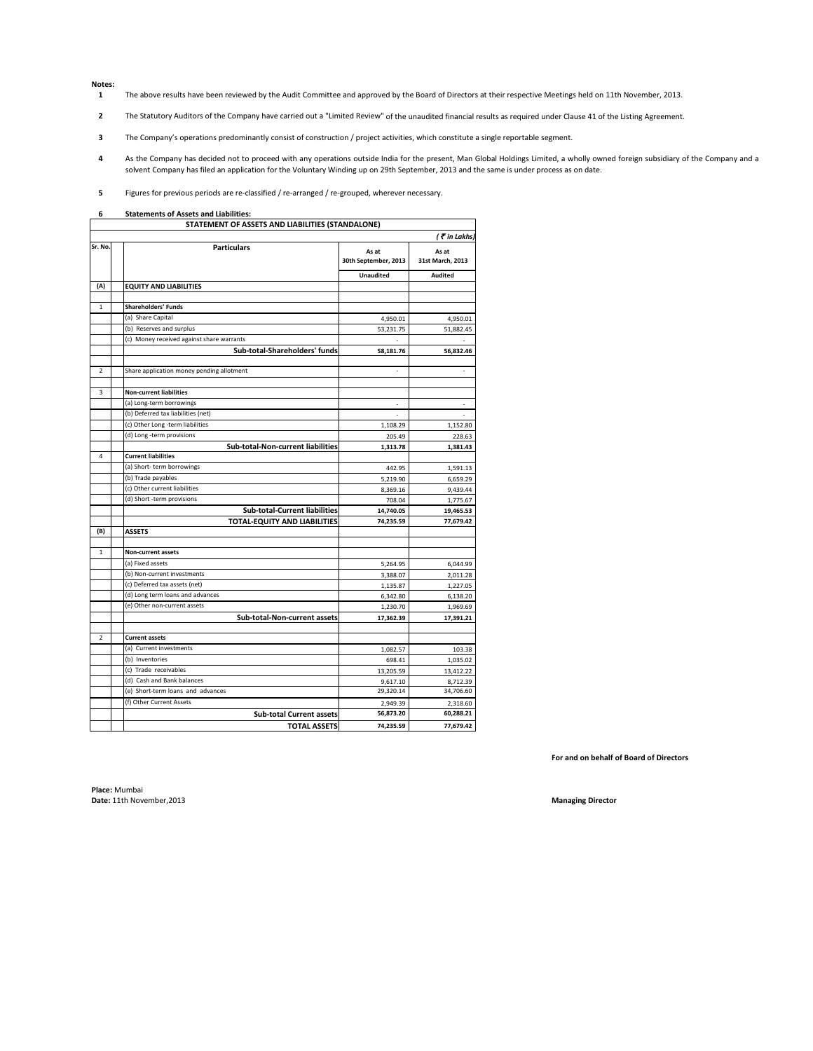**Notes:**

1. The above results have been reviewed by the Audit Committee and approved by the Board of Directors at their respective Meetings held on 11th November, 2013.

2. The Statutory Auditors of the Company have carried out a "Limited Review" of the unaudited financial results as required under Clause 41 of the Listing Agreement.

3. The Company's operations predominantly consist of construction / project activities, which constitute a single reportable segment.

4. As the Company has decided not to proceed with any operations outside India for the present, Man Global Holdings Limited, a wholly owned foreign subsidiary of the Company and a solvent Company has filed an application for the Voluntary Winding up on 29th September, 2013 and the same is under process as on date.

5. Figures for previous periods are re-classified / re-arranged / re-grouped, wherever necessary.

6. **Statements of Assets and Liabilities:**

**STATEMENT OF ASSETS AND LIABILITIES (STANDALONE)**

*( ₹ in Lakhs)*

| Sr. No. | Particulars | As at 30th September, 2013 | As at 31st March, 2013 |
|---|---|---|---|
| | | **Unaudited** | **Audited** |
| **(A)** | **EQUITY AND LIABILITIES** | | |
| 1 | **Shareholders' Funds** | | |
| | (a) Share Capital | 4,950.01 | 4,950.01 |
| | (b) Reserves and surplus | 53,231.75 | 51,882.45 |
| | (c) Money received against share warrants | - | - |
| | **Sub-total-Shareholders' funds** | **58,181.76** | **56,832.46** |
| 2 | Share application money pending allotment | - | - |
| 3 | **Non-current liabilities** | | |
| | (a) Long-term borrowings | - | - |
| | (b) Deferred tax liabilities (net) | - | - |
| | (c) Other Long -term liabilities | 1,108.29 | 1,152.80 |
| | (d) Long -term provisions | 205.49 | 228.63 |
| | **Sub-total-Non-current liabilities** | **1,313.78** | **1,381.43** |
| 4 | **Current liabilities** | | |
| | (a) Short- term borrowings | 442.95 | 1,591.13 |
| | (b) Trade payables | 5,219.90 | 6,659.29 |
| | (c) Other current liabilities | 8,369.16 | 9,439.44 |
| | (d) Short -term provisions | 708.04 | 1,775.67 |
| | **Sub-total-Current liabilities** | **14,740.05** | **19,465.53** |
| | **TOTAL-EQUITY AND LIABILITIES** | **74,235.59** | **77,679.42** |
| **(B)** | **ASSETS** | | |
| 1 | **Non-current assets** | | |
| | (a) Fixed assets | 5,264.95 | 6,044.99 |
| | (b) Non-current investments | 3,388.07 | 2,011.28 |
| | (c) Deferred tax assets (net) | 1,135.87 | 1,227.05 |
| | (d) Long term loans and advances | 6,342.80 | 6,138.20 |
| | (e) Other non-current assets | 1,230.70 | 1,969.69 |
| | **Sub-total-Non-current assets** | **17,362.39** | **17,391.21** |
| 2 | **Current assets** | | |
| | (a) Current investments | 1,082.57 | 103.38 |
| | (b) Inventories | 698.41 | 1,035.02 |
| | (c) Trade receivables | 13,205.59 | 13,412.22 |
| | (d) Cash and Bank balances | 9,617.10 | 8,712.39 |
| | (e) Short-term loans and advances | 29,320.14 | 34,706.60 |
| | (f) Other Current Assets | 2,949.39 | 2,318.60 |
| | **Sub-total Current assets** | **56,873.20** | **60,288.21** |
| | **TOTAL ASSETS** | **74,235.59** | **77,679.42** |

**For and on behalf of Board of Directors**

**Place:** Mumbai
**Date:** 11th November,2013

**Managing Director**